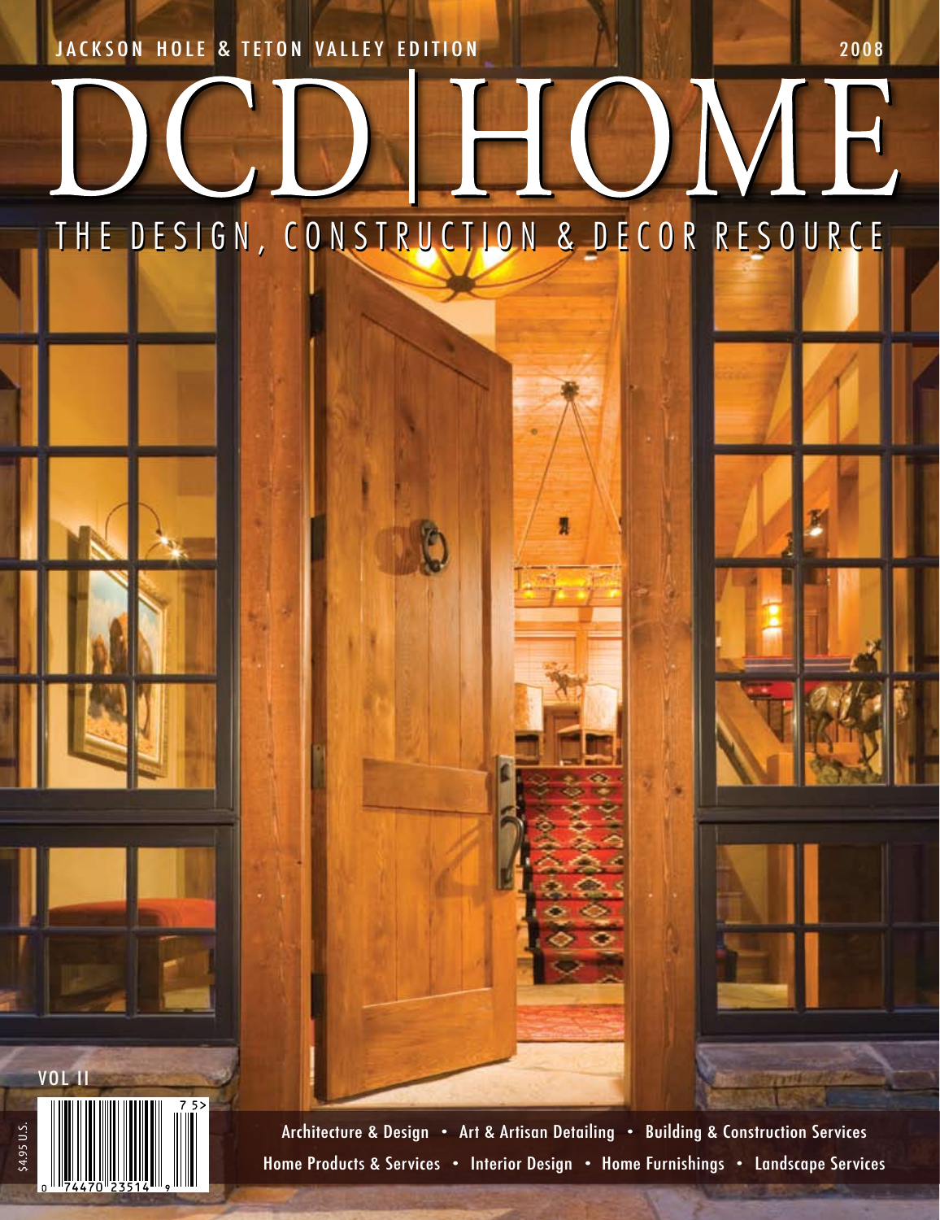JACKSON HOLE & TETON VALLEY EDITION

2008

# DCD|HOME

## THE DESIGN, CONSTRUCTION & DECOR RESOURCE

VOL II

$4.95 U.S.

Architecture & Design • Art & Artisan Detailing • Building & Construction Services

Home Products & Services • Interior Design • Home Furnishings • Landscape Services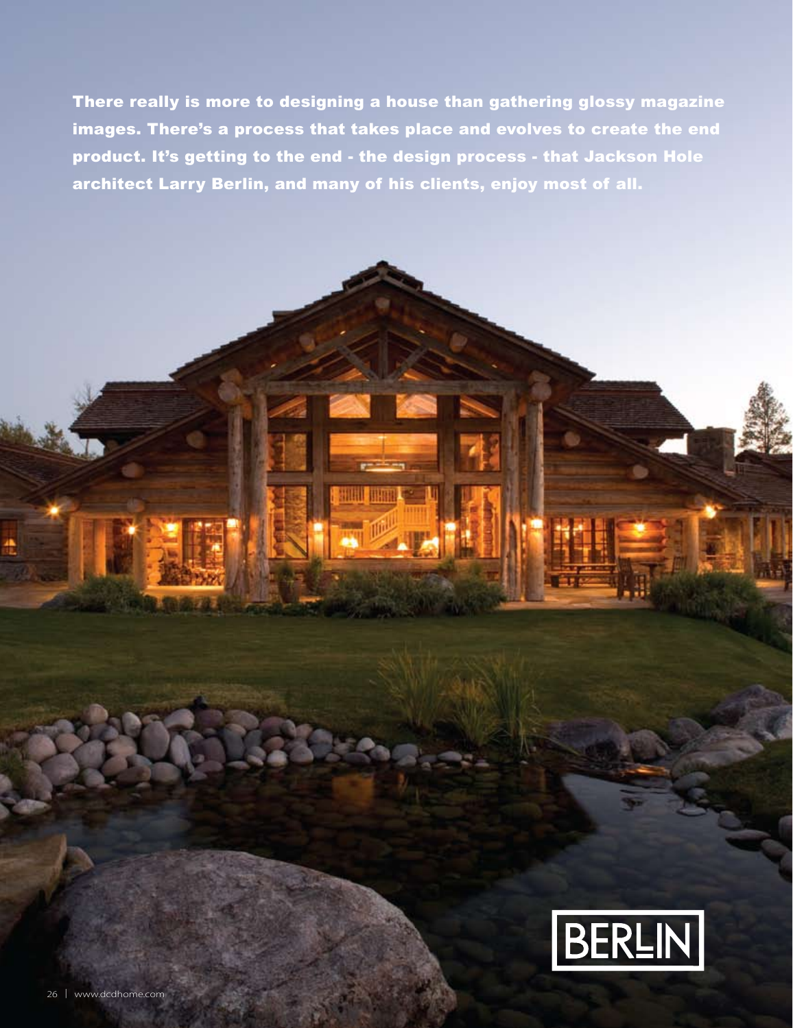**There really is more to designing a house than gathering glossy magazine images. There's a process that takes place and evolves to create the end product. It's getting to the end - the design process - that Jackson Hole architect Larry Berlin, and many of his clients, enjoy most of all.**

BERLIN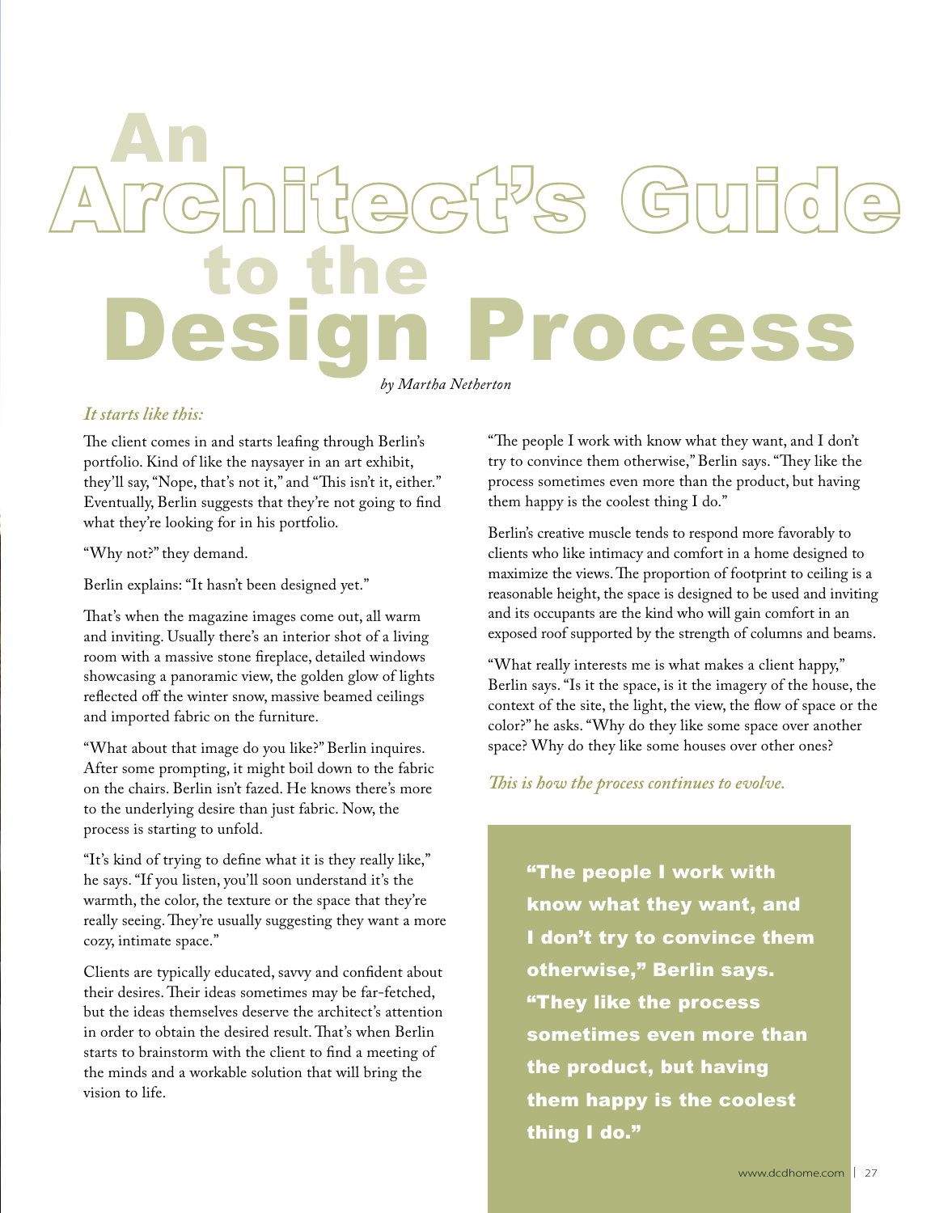# An Architect's Guide to the Design Process

by Martha Netherton

*It starts like this:*

The client comes in and starts leafing through Berlin's portfolio. Kind of like the naysayer in an art exhibit, they'll say, "Nope, that's not it," and "This isn't it, either." Eventually, Berlin suggests that they're not going to find what they're looking for in his portfolio.

"Why not?" they demand.

Berlin explains: "It hasn't been designed yet."

That's when the magazine images come out, all warm and inviting. Usually there's an interior shot of a living room with a massive stone fireplace, detailed windows showcasing a panoramic view, the golden glow of lights reflected off the winter snow, massive beamed ceilings and imported fabric on the furniture.

"What about that image do you like?" Berlin inquires. After some prompting, it might boil down to the fabric on the chairs. Berlin isn't fazed. He knows there's more to the underlying desire than just fabric. Now, the process is starting to unfold.

"It's kind of trying to define what it is they really like," he says. "If you listen, you'll soon understand it's the warmth, the color, the texture or the space that they're really seeing. They're usually suggesting they want a more cozy, intimate space."

Clients are typically educated, savvy and confident about their desires. Their ideas sometimes may be far-fetched, but the ideas themselves deserve the architect's attention in order to obtain the desired result. That's when Berlin starts to brainstorm with the client to find a meeting of the minds and a workable solution that will bring the vision to life.

"The people I work with know what they want, and I don't try to convince them otherwise," Berlin says. "They like the process sometimes even more than the product, but having them happy is the coolest thing I do."

Berlin's creative muscle tends to respond more favorably to clients who like intimacy and comfort in a home designed to maximize the views. The proportion of footprint to ceiling is a reasonable height, the space is designed to be used and inviting and its occupants are the kind who will gain comfort in an exposed roof supported by the strength of columns and beams.

"What really interests me is what makes a client happy," Berlin says. "Is it the space, is it the imagery of the house, the context of the site, the light, the view, the flow of space or the color?" he asks. "Why do they like some space over another space? Why do they like some houses over other ones?

*This is how the process continues to evolve.*

> **"The people I work with know what they want, and I don't try to convince them otherwise," Berlin says. "They like the process sometimes even more than the product, but having them happy is the coolest thing I do."**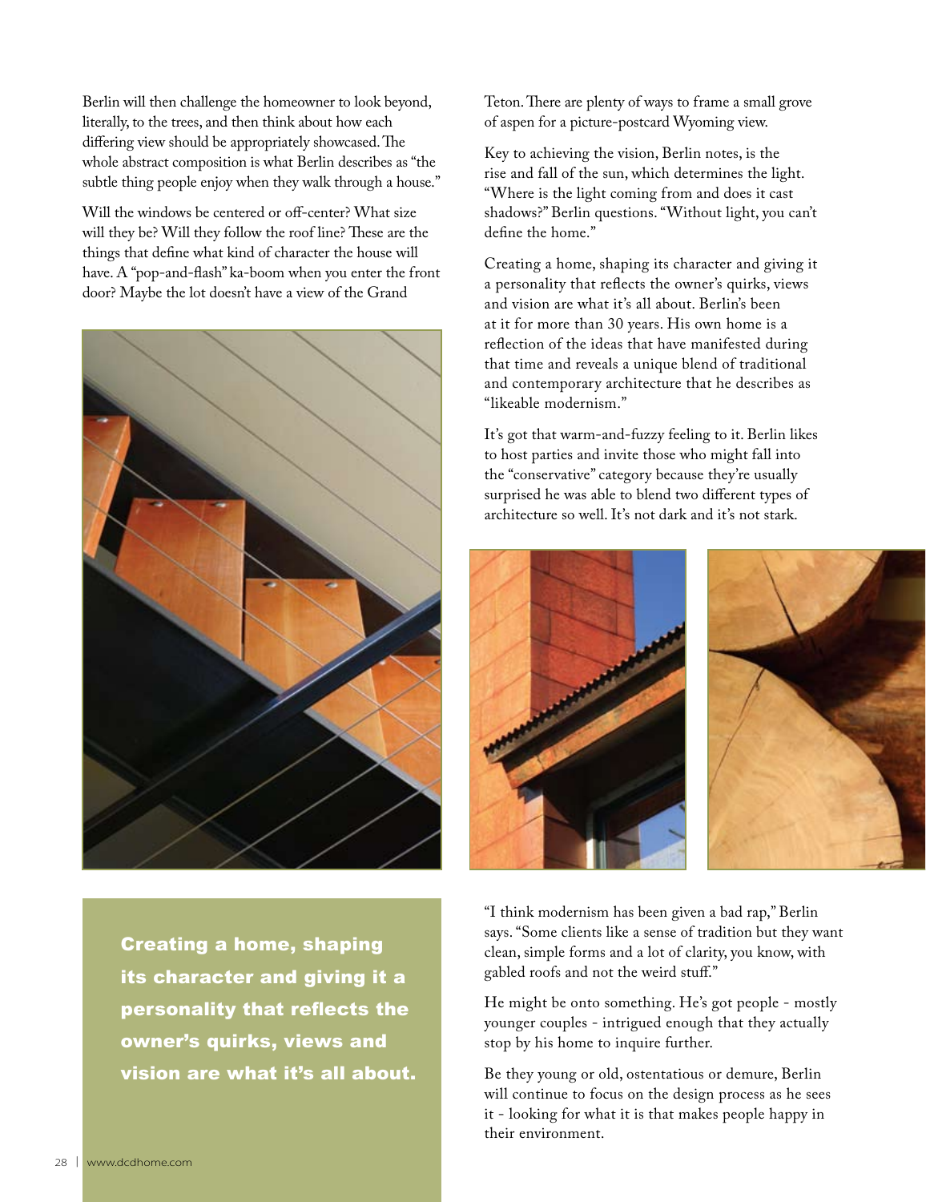Berlin will then challenge the homeowner to look beyond, literally, to the trees, and then think about how each differing view should be appropriately showcased. The whole abstract composition is what Berlin describes as "the subtle thing people enjoy when they walk through a house."

Will the windows be centered or off-center? What size will they be? Will they follow the roof line? These are the things that define what kind of character the house will have. A "pop-and-flash" ka-boom when you enter the front door? Maybe the lot doesn't have a view of the Grand Teton. There are plenty of ways to frame a small grove of aspen for a picture-postcard Wyoming view.

Key to achieving the vision, Berlin notes, is the rise and fall of the sun, which determines the light. "Where is the light coming from and does it cast shadows?" Berlin questions. "Without light, you can't define the home."

Creating a home, shaping its character and giving it a personality that reflects the owner's quirks, views and vision are what it's all about. Berlin's been at it for more than 30 years. His own home is a reflection of the ideas that have manifested during that time and reveals a unique blend of traditional and contemporary architecture that he describes as "likeable modernism."

It's got that warm-and-fuzzy feeling to it. Berlin likes to host parties and invite those who might fall into the "conservative" category because they're usually surprised he was able to blend two different types of architecture so well. It's not dark and it's not stark.

**Creating a home, shaping its character and giving it a personality that reflects the owner's quirks, views and vision are what it's all about.**

"I think modernism has been given a bad rap," Berlin says. "Some clients like a sense of tradition but they want clean, simple forms and a lot of clarity, you know, with gabled roofs and not the weird stuff."

He might be onto something. He's got people - mostly younger couples - intrigued enough that they actually stop by his home to inquire further.

Be they young or old, ostentatious or demure, Berlin will continue to focus on the design process as he sees it - looking for what it is that makes people happy in their environment.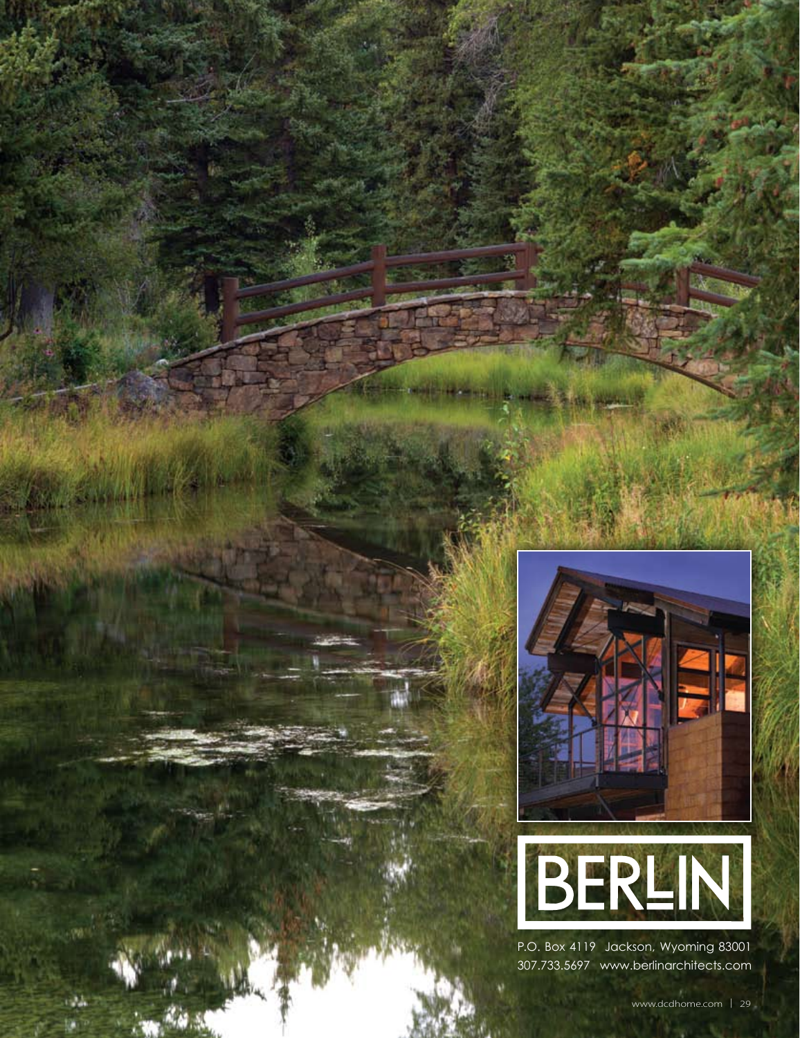BERLIN

P.O. Box 4119 Jackson, Wyoming 83001
307.733.5697 www.berlinarchitects.com